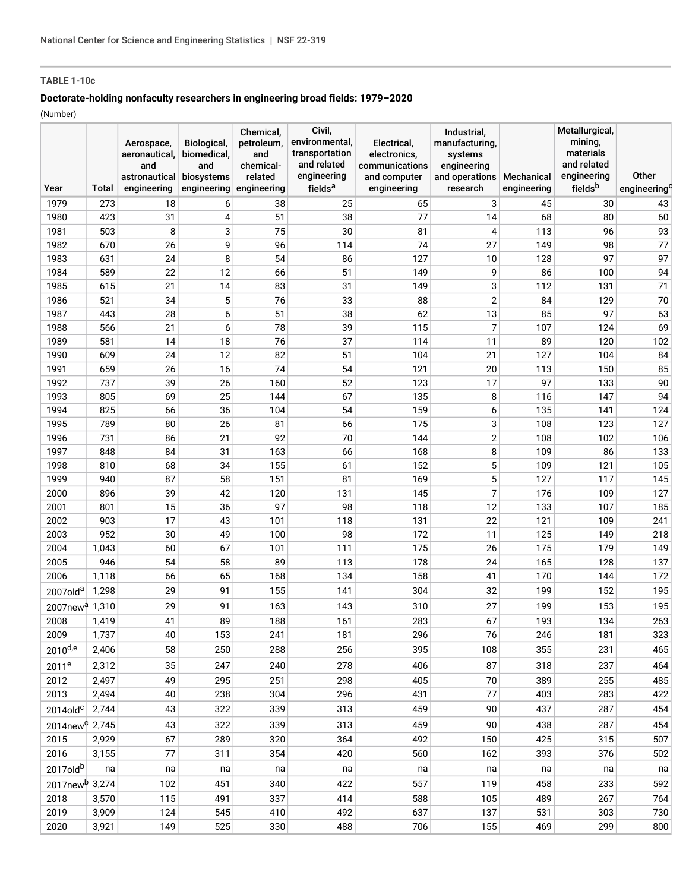**TABLE 1-10c**

**Doctorate-holding nonfaculty researchers in engineering broad fields: 1979–2020**

(Number)

| Year | Total | Aerospace, aeronautical, and astronautical engineering | Biological, biomedical, and biosystems engineering | Chemical, petroleum, and chemical-related engineering | Civil, environmental, transportation and related engineering fields[a] | Electrical, electronics, communications and computer engineering | Industrial, manufacturing, systems engineering and operations research | Mechanical engineering | Metallurgical, mining, materials and related engineering fields[b] | Other engineering[c] |
|---|---|---|---|---|---|---|---|---|---|---|
| 1979 | 273 | 18 | 6 | 38 | 25 | 65 | 3 | 45 | 30 | 43 |
| 1980 | 423 | 31 | 4 | 51 | 38 | 77 | 14 | 68 | 80 | 60 |
| 1981 | 503 | 8 | 3 | 75 | 30 | 81 | 4 | 113 | 96 | 93 |
| 1982 | 670 | 26 | 9 | 96 | 114 | 74 | 27 | 149 | 98 | 77 |
| 1983 | 631 | 24 | 8 | 54 | 86 | 127 | 10 | 128 | 97 | 97 |
| 1984 | 589 | 22 | 12 | 66 | 51 | 149 | 9 | 86 | 100 | 94 |
| 1985 | 615 | 21 | 14 | 83 | 31 | 149 | 3 | 112 | 131 | 71 |
| 1986 | 521 | 34 | 5 | 76 | 33 | 88 | 2 | 84 | 129 | 70 |
| 1987 | 443 | 28 | 6 | 51 | 38 | 62 | 13 | 85 | 97 | 63 |
| 1988 | 566 | 21 | 6 | 78 | 39 | 115 | 7 | 107 | 124 | 69 |
| 1989 | 581 | 14 | 18 | 76 | 37 | 114 | 11 | 89 | 120 | 102 |
| 1990 | 609 | 24 | 12 | 82 | 51 | 104 | 21 | 127 | 104 | 84 |
| 1991 | 659 | 26 | 16 | 74 | 54 | 121 | 20 | 113 | 150 | 85 |
| 1992 | 737 | 39 | 26 | 160 | 52 | 123 | 17 | 97 | 133 | 90 |
| 1993 | 805 | 69 | 25 | 144 | 67 | 135 | 8 | 116 | 147 | 94 |
| 1994 | 825 | 66 | 36 | 104 | 54 | 159 | 6 | 135 | 141 | 124 |
| 1995 | 789 | 80 | 26 | 81 | 66 | 175 | 3 | 108 | 123 | 127 |
| 1996 | 731 | 86 | 21 | 92 | 70 | 144 | 2 | 108 | 102 | 106 |
| 1997 | 848 | 84 | 31 | 163 | 66 | 168 | 8 | 109 | 86 | 133 |
| 1998 | 810 | 68 | 34 | 155 | 61 | 152 | 5 | 109 | 121 | 105 |
| 1999 | 940 | 87 | 58 | 151 | 81 | 169 | 5 | 127 | 117 | 145 |
| 2000 | 896 | 39 | 42 | 120 | 131 | 145 | 7 | 176 | 109 | 127 |
| 2001 | 801 | 15 | 36 | 97 | 98 | 118 | 12 | 133 | 107 | 185 |
| 2002 | 903 | 17 | 43 | 101 | 118 | 131 | 22 | 121 | 109 | 241 |
| 2003 | 952 | 30 | 49 | 100 | 98 | 172 | 11 | 125 | 149 | 218 |
| 2004 | 1,043 | 60 | 67 | 101 | 111 | 175 | 26 | 175 | 179 | 149 |
| 2005 | 946 | 54 | 58 | 89 | 113 | 178 | 24 | 165 | 128 | 137 |
| 2006 | 1,118 | 66 | 65 | 168 | 134 | 158 | 41 | 170 | 144 | 172 |
| 2007old[a] | 1,298 | 29 | 91 | 155 | 141 | 304 | 32 | 199 | 152 | 195 |
| 2007new[a] | 1,310 | 29 | 91 | 163 | 143 | 310 | 27 | 199 | 153 | 195 |
| 2008 | 1,419 | 41 | 89 | 188 | 161 | 283 | 67 | 193 | 134 | 263 |
| 2009 | 1,737 | 40 | 153 | 241 | 181 | 296 | 76 | 246 | 181 | 323 |
| 2010[d,e] | 2,406 | 58 | 250 | 288 | 256 | 395 | 108 | 355 | 231 | 465 |
| 2011[e] | 2,312 | 35 | 247 | 240 | 278 | 406 | 87 | 318 | 237 | 464 |
| 2012 | 2,497 | 49 | 295 | 251 | 298 | 405 | 70 | 389 | 255 | 485 |
| 2013 | 2,494 | 40 | 238 | 304 | 296 | 431 | 77 | 403 | 283 | 422 |
| 2014old[c] | 2,744 | 43 | 322 | 339 | 313 | 459 | 90 | 437 | 287 | 454 |
| 2014new[c] | 2,745 | 43 | 322 | 339 | 313 | 459 | 90 | 438 | 287 | 454 |
| 2015 | 2,929 | 67 | 289 | 320 | 364 | 492 | 150 | 425 | 315 | 507 |
| 2016 | 3,155 | 77 | 311 | 354 | 420 | 560 | 162 | 393 | 376 | 502 |
| 2017old[b] | na | na | na | na | na | na | na | na | na | na |
| 2017new[b] | 3,274 | 102 | 451 | 340 | 422 | 557 | 119 | 458 | 233 | 592 |
| 2018 | 3,570 | 115 | 491 | 337 | 414 | 588 | 105 | 489 | 267 | 764 |
| 2019 | 3,909 | 124 | 545 | 410 | 492 | 637 | 137 | 531 | 303 | 730 |
| 2020 | 3,921 | 149 | 525 | 330 | 488 | 706 | 155 | 469 | 299 | 800 |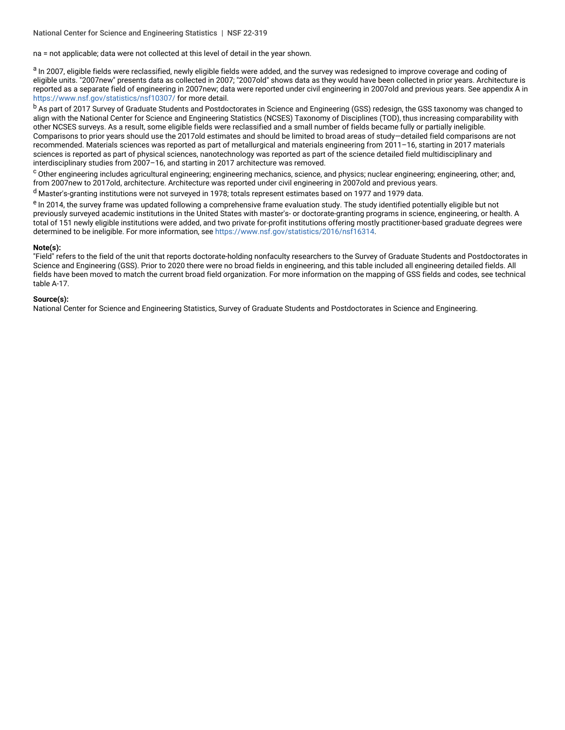na = not applicable; data were not collected at this level of detail in the year shown.

[a] In 2007, eligible fields were reclassified, newly eligible fields were added, and the survey was redesigned to improve coverage and coding of eligible units. "2007new" presents data as collected in 2007; "2007old" shows data as they would have been collected in prior years. Architecture is reported as a separate field of engineering in 2007new; data were reported under civil engineering in 2007old and previous years. See appendix A in https://www.nsf.gov/statistics/nsf10307/ for more detail.

[b] As part of 2017 Survey of Graduate Students and Postdoctorates in Science and Engineering (GSS) redesign, the GSS taxonomy was changed to align with the National Center for Science and Engineering Statistics (NCSES) Taxonomy of Disciplines (TOD), thus increasing comparability with other NCSES surveys. As a result, some eligible fields were reclassified and a small number of fields became fully or partially ineligible. Comparisons to prior years should use the 2017old estimates and should be limited to broad areas of study—detailed field comparisons are not recommended. Materials sciences was reported as part of metallurgical and materials engineering from 2011–16, starting in 2017 materials sciences is reported as part of physical sciences, nanotechnology was reported as part of the science detailed field multidisciplinary and interdisciplinary studies from 2007–16, and starting in 2017 architecture was removed.

[c] Other engineering includes agricultural engineering; engineering mechanics, science, and physics; nuclear engineering; engineering, other; and, from 2007new to 2017old, architecture. Architecture was reported under civil engineering in 2007old and previous years.

[d] Master's-granting institutions were not surveyed in 1978; totals represent estimates based on 1977 and 1979 data.

[e] In 2014, the survey frame was updated following a comprehensive frame evaluation study. The study identified potentially eligible but not previously surveyed academic institutions in the United States with master's- or doctorate-granting programs in science, engineering, or health. A total of 151 newly eligible institutions were added, and two private for-profit institutions offering mostly practitioner-based graduate degrees were determined to be ineligible. For more information, see https://www.nsf.gov/statistics/2016/nsf16314.

**Note(s):**
"Field" refers to the field of the unit that reports doctorate-holding nonfaculty researchers to the Survey of Graduate Students and Postdoctorates in Science and Engineering (GSS). Prior to 2020 there were no broad fields in engineering, and this table included all engineering detailed fields. All fields have been moved to match the current broad field organization. For more information on the mapping of GSS fields and codes, see technical table A-17.

**Source(s):**
National Center for Science and Engineering Statistics, Survey of Graduate Students and Postdoctorates in Science and Engineering.